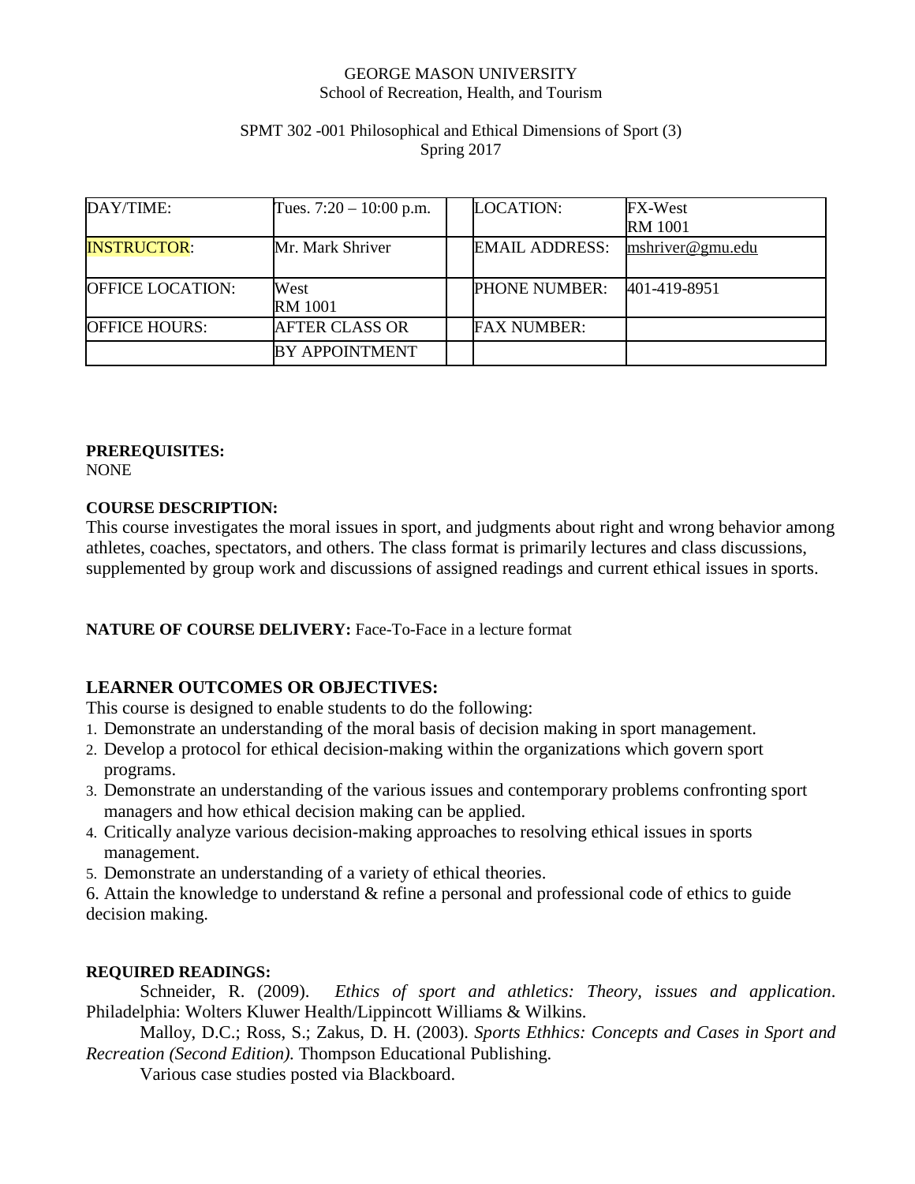GEORGE MASON UNIVERSITY
School of Recreation, Health, and Tourism

SPMT 302 -001 Philosophical and Ethical Dimensions of Sport (3)
Spring 2017

| DAY/TIME: | Tues. 7:20 – 10:00 p.m. | | LOCATION: | FX-West RM 1001 |
|---|---|---|---|---|
| INSTRUCTOR: | Mr. Mark Shriver | | EMAIL ADDRESS: | mshriver@gmu.edu |
| OFFICE LOCATION: | West RM 1001 | | PHONE NUMBER: | 401-419-8951 |
| OFFICE HOURS: | AFTER CLASS OR | | FAX NUMBER: | |
| | BY APPOINTMENT | | | |

**PREREQUISITES:**
NONE

**COURSE DESCRIPTION:**
This course investigates the moral issues in sport, and judgments about right and wrong behavior among athletes, coaches, spectators, and others. The class format is primarily lectures and class discussions, supplemented by group work and discussions of assigned readings and current ethical issues in sports.

**NATURE OF COURSE DELIVERY:** Face-To-Face in a lecture format

**LEARNER OUTCOMES OR OBJECTIVES:**
This course is designed to enable students to do the following:

1. Demonstrate an understanding of the moral basis of decision making in sport management.
2. Develop a protocol for ethical decision-making within the organizations which govern sport programs.
3. Demonstrate an understanding of the various issues and contemporary problems confronting sport managers and how ethical decision making can be applied.
4. Critically analyze various decision-making approaches to resolving ethical issues in sports management.
5. Demonstrate an understanding of a variety of ethical theories.
6. Attain the knowledge to understand & refine a personal and professional code of ethics to guide decision making.

**REQUIRED READINGS:**

Schneider, R. (2009). *Ethics of sport and athletics: Theory, issues and application*. Philadelphia: Wolters Kluwer Health/Lippincott Williams & Wilkins.

Malloy, D.C.; Ross, S.; Zakus, D. H. (2003). *Sports Ethhics: Concepts and Cases in Sport and Recreation (Second Edition).* Thompson Educational Publishing.

Various case studies posted via Blackboard.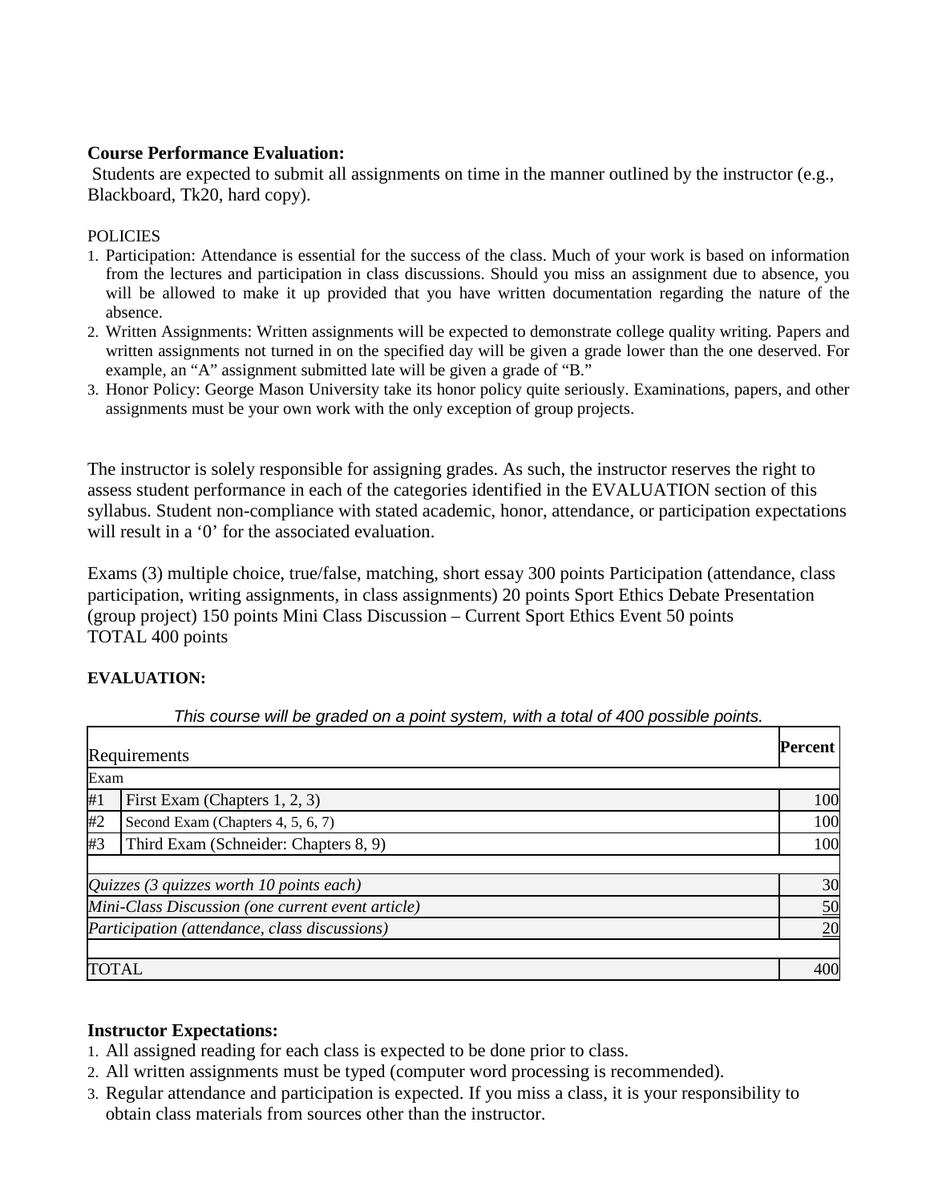**Course Performance Evaluation:**

Students are expected to submit all assignments on time in the manner outlined by the instructor (e.g., Blackboard, Tk20, hard copy).

POLICIES

1. Participation: Attendance is essential for the success of the class. Much of your work is based on information from the lectures and participation in class discussions. Should you miss an assignment due to absence, you will be allowed to make it up provided that you have written documentation regarding the nature of the absence.
2. Written Assignments: Written assignments will be expected to demonstrate college quality writing. Papers and written assignments not turned in on the specified day will be given a grade lower than the one deserved. For example, an "A" assignment submitted late will be given a grade of "B."
3. Honor Policy: George Mason University take its honor policy quite seriously. Examinations, papers, and other assignments must be your own work with the only exception of group projects.

The instructor is solely responsible for assigning grades. As such, the instructor reserves the right to assess student performance in each of the categories identified in the EVALUATION section of this syllabus. Student non-compliance with stated academic, honor, attendance, or participation expectations will result in a '0' for the associated evaluation.

Exams (3) multiple choice, true/false, matching, short essay 300 points Participation (attendance, class participation, writing assignments, in class assignments) 20 points Sport Ethics Debate Presentation (group project) 150 points Mini Class Discussion – Current Sport Ethics Event 50 points
TOTAL 400 points

**EVALUATION:**

*This course will be graded on a point system, with a total of 400 possible points.*

| Requirements | | **Percent** |
|---|---|---|
| Exam | | |
| #1 | First Exam (Chapters 1, 2, 3) | 100 |
| #2 | Second Exam (Chapters 4, 5, 6, 7) | 100 |
| #3 | Third Exam (Schneider: Chapters 8, 9) | 100 |
| | | |
| *Quizzes (3 quizzes worth 10 points each)* | | 30 |
| *Mini-Class Discussion (one current event article)* | | 50 |
| *Participation (attendance, class discussions)* | | 20 |
| | | |
| TOTAL | | 400 |

**Instructor Expectations:**

1. All assigned reading for each class is expected to be done prior to class.
2. All written assignments must be typed (computer word processing is recommended).
3. Regular attendance and participation is expected. If you miss a class, it is your responsibility to obtain class materials from sources other than the instructor.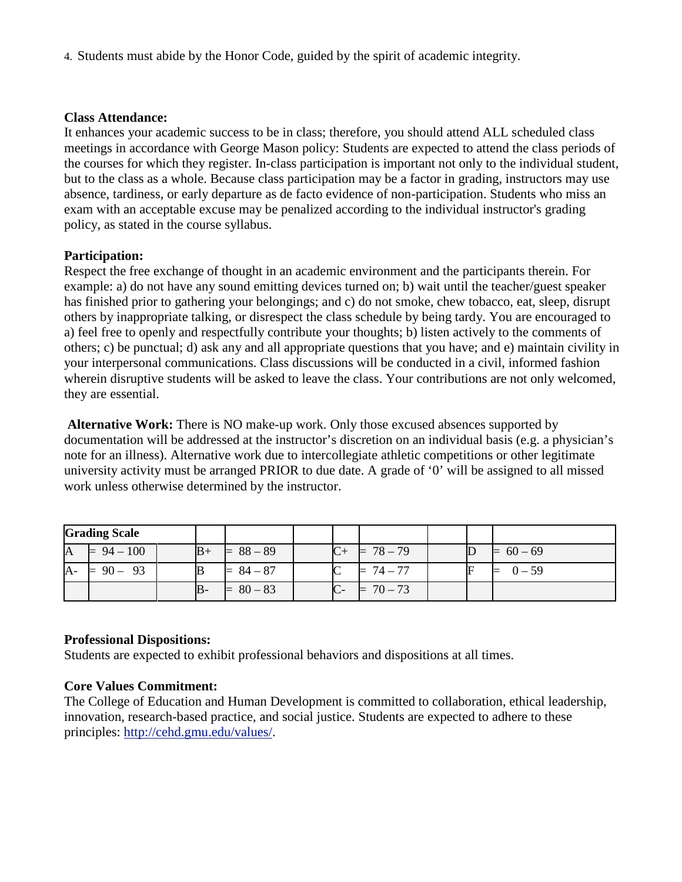4. Students must abide by the Honor Code, guided by the spirit of academic integrity.

**Class Attendance:**
It enhances your academic success to be in class; therefore, you should attend ALL scheduled class meetings in accordance with George Mason policy: Students are expected to attend the class periods of the courses for which they register. In-class participation is important not only to the individual student, but to the class as a whole. Because class participation may be a factor in grading, instructors may use absence, tardiness, or early departure as de facto evidence of non-participation. Students who miss an exam with an acceptable excuse may be penalized according to the individual instructor's grading policy, as stated in the course syllabus.

**Participation:**
Respect the free exchange of thought in an academic environment and the participants therein. For example: a) do not have any sound emitting devices turned on; b) wait until the teacher/guest speaker has finished prior to gathering your belongings; and c) do not smoke, chew tobacco, eat, sleep, disrupt others by inappropriate talking, or disrespect the class schedule by being tardy. You are encouraged to a) feel free to openly and respectfully contribute your thoughts; b) listen actively to the comments of others; c) be punctual; d) ask any and all appropriate questions that you have; and e) maintain civility in your interpersonal communications. Class discussions will be conducted in a civil, informed fashion wherein disruptive students will be asked to leave the class. Your contributions are not only welcomed, they are essential.

**Alternative Work:** There is NO make-up work. Only those excused absences supported by documentation will be addressed at the instructor's discretion on an individual basis (e.g. a physician's note for an illness). Alternative work due to intercollegiate athletic competitions or other legitimate university activity must be arranged PRIOR to due date. A grade of '0' will be assigned to all missed work unless otherwise determined by the instructor.

| **Grading Scale** | | | | | | | | | | |
|---|---|---|---|---|---|---|---|---|---|---|
| A | = 94 – 100 | | B+ | = 88 – 89 | | C+ | = 78 – 79 | | D | = 60 – 69 |
| A- | = 90 – 93 | | B | = 84 – 87 | | C | = 74 – 77 | | F | = 0 – 59 |
| | | | B- | = 80 – 83 | | C- | = 70 – 73 | | | |

**Professional Dispositions:**
Students are expected to exhibit professional behaviors and dispositions at all times.

**Core Values Commitment:**
The College of Education and Human Development is committed to collaboration, ethical leadership, innovation, research-based practice, and social justice. Students are expected to adhere to these principles: http://cehd.gmu.edu/values/.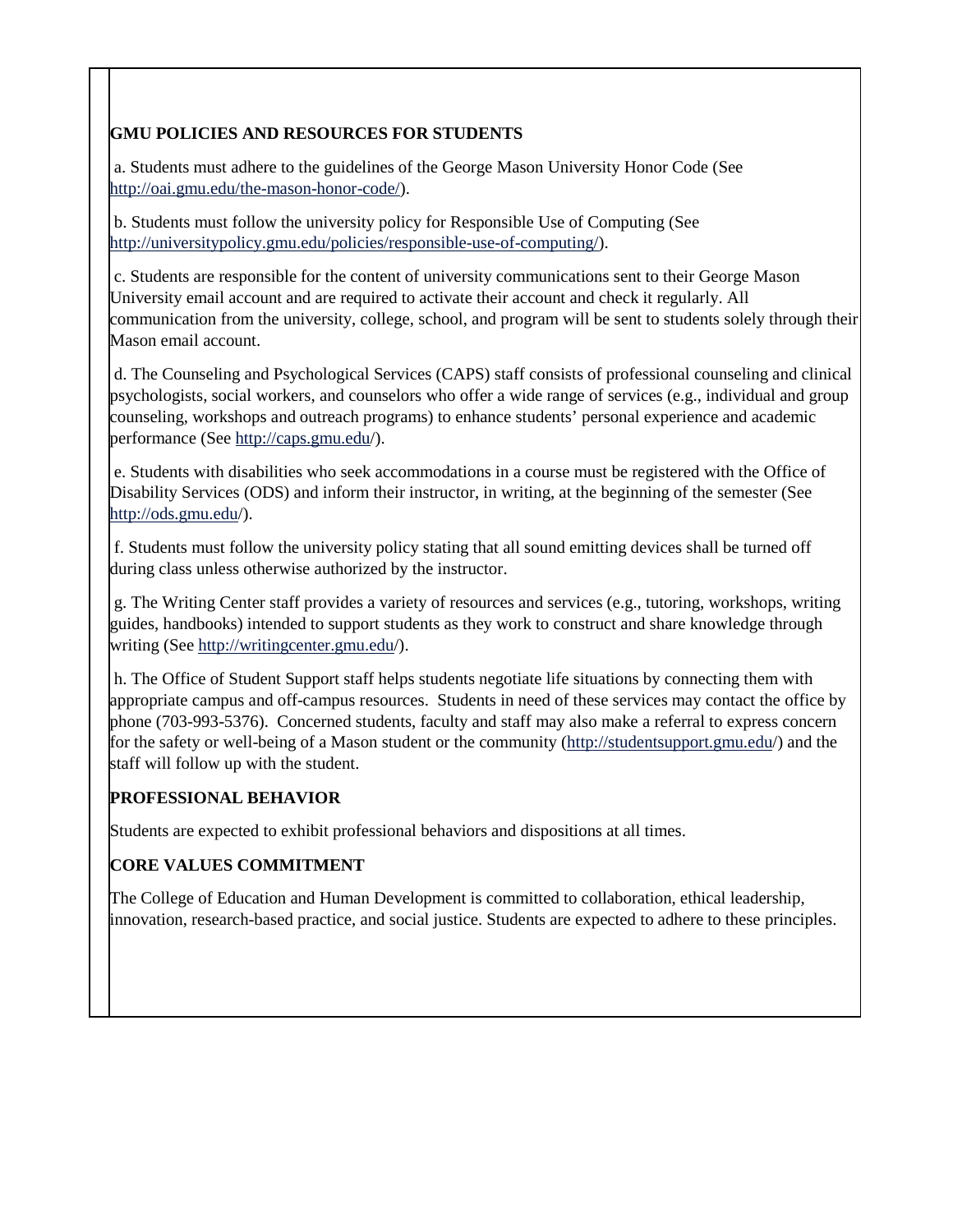**GMU POLICIES AND RESOURCES FOR STUDENTS**

a. Students must adhere to the guidelines of the George Mason University Honor Code (See http://oai.gmu.edu/the-mason-honor-code/).

b. Students must follow the university policy for Responsible Use of Computing (See http://universitypolicy.gmu.edu/policies/responsible-use-of-computing/).

c. Students are responsible for the content of university communications sent to their George Mason University email account and are required to activate their account and check it regularly. All communication from the university, college, school, and program will be sent to students solely through their Mason email account.

d. The Counseling and Psychological Services (CAPS) staff consists of professional counseling and clinical psychologists, social workers, and counselors who offer a wide range of services (e.g., individual and group counseling, workshops and outreach programs) to enhance students' personal experience and academic performance (See http://caps.gmu.edu/).

e. Students with disabilities who seek accommodations in a course must be registered with the Office of Disability Services (ODS) and inform their instructor, in writing, at the beginning of the semester (See http://ods.gmu.edu/).

f. Students must follow the university policy stating that all sound emitting devices shall be turned off during class unless otherwise authorized by the instructor.

g. The Writing Center staff provides a variety of resources and services (e.g., tutoring, workshops, writing guides, handbooks) intended to support students as they work to construct and share knowledge through writing (See http://writingcenter.gmu.edu/).

h. The Office of Student Support staff helps students negotiate life situations by connecting them with appropriate campus and off-campus resources. Students in need of these services may contact the office by phone (703-993-5376). Concerned students, faculty and staff may also make a referral to express concern for the safety or well-being of a Mason student or the community (http://studentsupport.gmu.edu/) and the staff will follow up with the student.

**PROFESSIONAL BEHAVIOR**

Students are expected to exhibit professional behaviors and dispositions at all times.

**CORE VALUES COMMITMENT**

The College of Education and Human Development is committed to collaboration, ethical leadership, innovation, research-based practice, and social justice. Students are expected to adhere to these principles.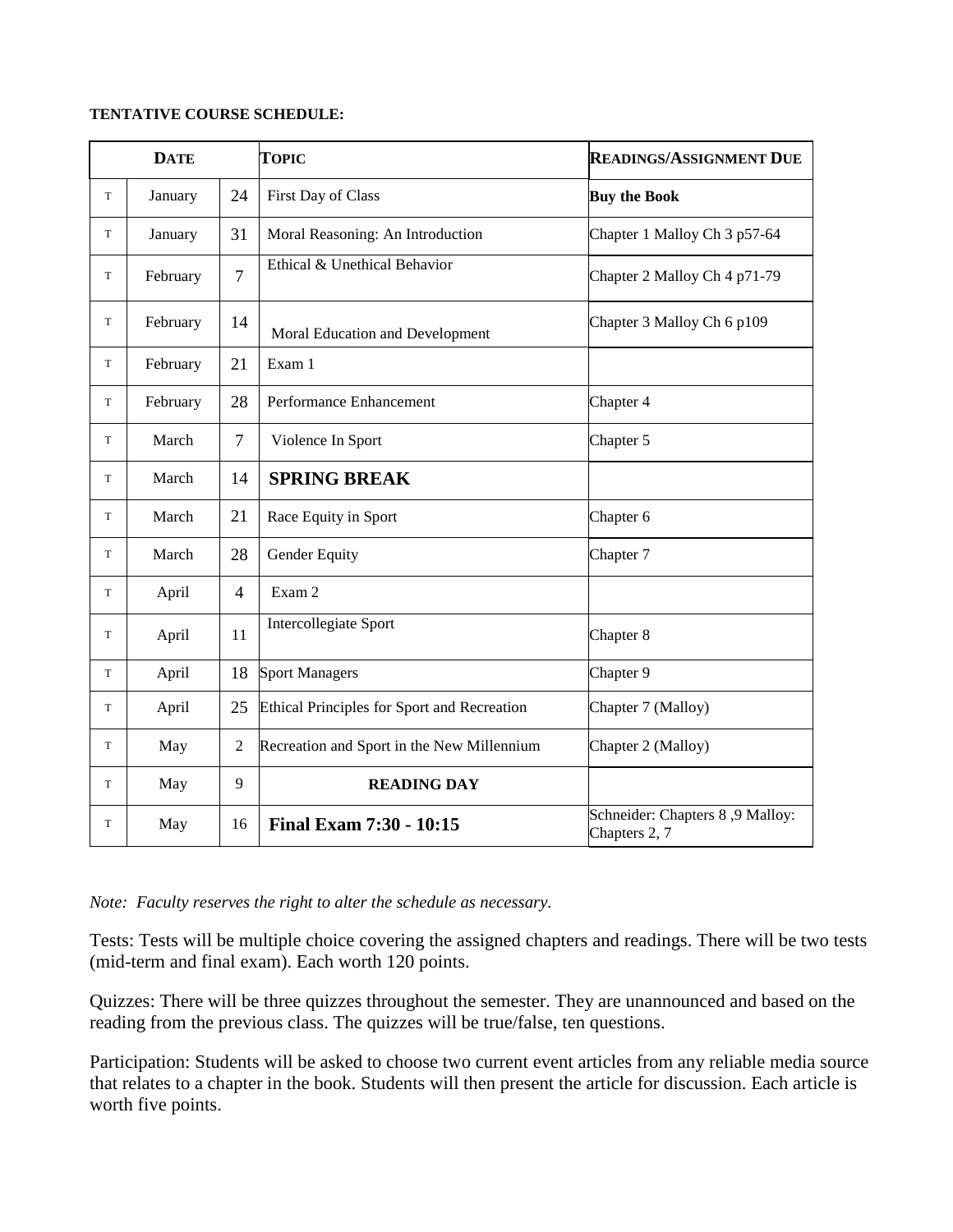**TENTATIVE COURSE SCHEDULE:**

| **DATE** | | | **TOPIC** | **READINGS/ASSIGNMENT DUE** |
|---|---|---|---|---|
| T | January | 24 | First Day of Class | **Buy the Book** |
| T | January | 31 | Moral Reasoning: An Introduction | Chapter 1 Malloy Ch 3 p57-64 |
| T | February | 7 | Ethical & Unethical Behavior | Chapter 2 Malloy Ch 4 p71-79 |
| T | February | 14 | Moral Education and Development | Chapter 3 Malloy Ch 6 p109 |
| T | February | 21 | Exam 1 | |
| T | February | 28 | Performance Enhancement | Chapter 4 |
| T | March | 7 | Violence In Sport | Chapter 5 |
| T | March | 14 | **SPRING BREAK** | |
| T | March | 21 | Race Equity in Sport | Chapter 6 |
| T | March | 28 | Gender Equity | Chapter 7 |
| T | April | 4 | Exam 2 | |
| T | April | 11 | Intercollegiate Sport | Chapter 8 |
| T | April | 18 | Sport Managers | Chapter 9 |
| T | April | 25 | Ethical Principles for Sport and Recreation | Chapter 7 (Malloy) |
| T | May | 2 | Recreation and Sport in the New Millennium | Chapter 2 (Malloy) |
| T | May | 9 | **READING DAY** | |
| T | May | 16 | **Final Exam 7:30 - 10:15** | Schneider: Chapters 8 ,9 Malloy: Chapters 2, 7 |

*Note: Faculty reserves the right to alter the schedule as necessary.*

Tests: Tests will be multiple choice covering the assigned chapters and readings. There will be two tests (mid-term and final exam). Each worth 120 points.

Quizzes: There will be three quizzes throughout the semester. They are unannounced and based on the reading from the previous class. The quizzes will be true/false, ten questions.

Participation: Students will be asked to choose two current event articles from any reliable media source that relates to a chapter in the book. Students will then present the article for discussion. Each article is worth five points.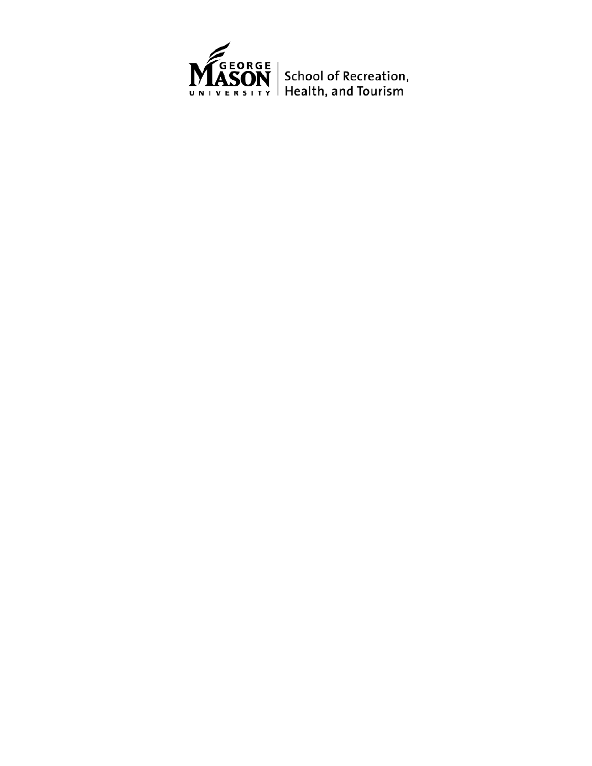GEORGE MASON UNIVERSITY | School of Recreation, Health, and Tourism